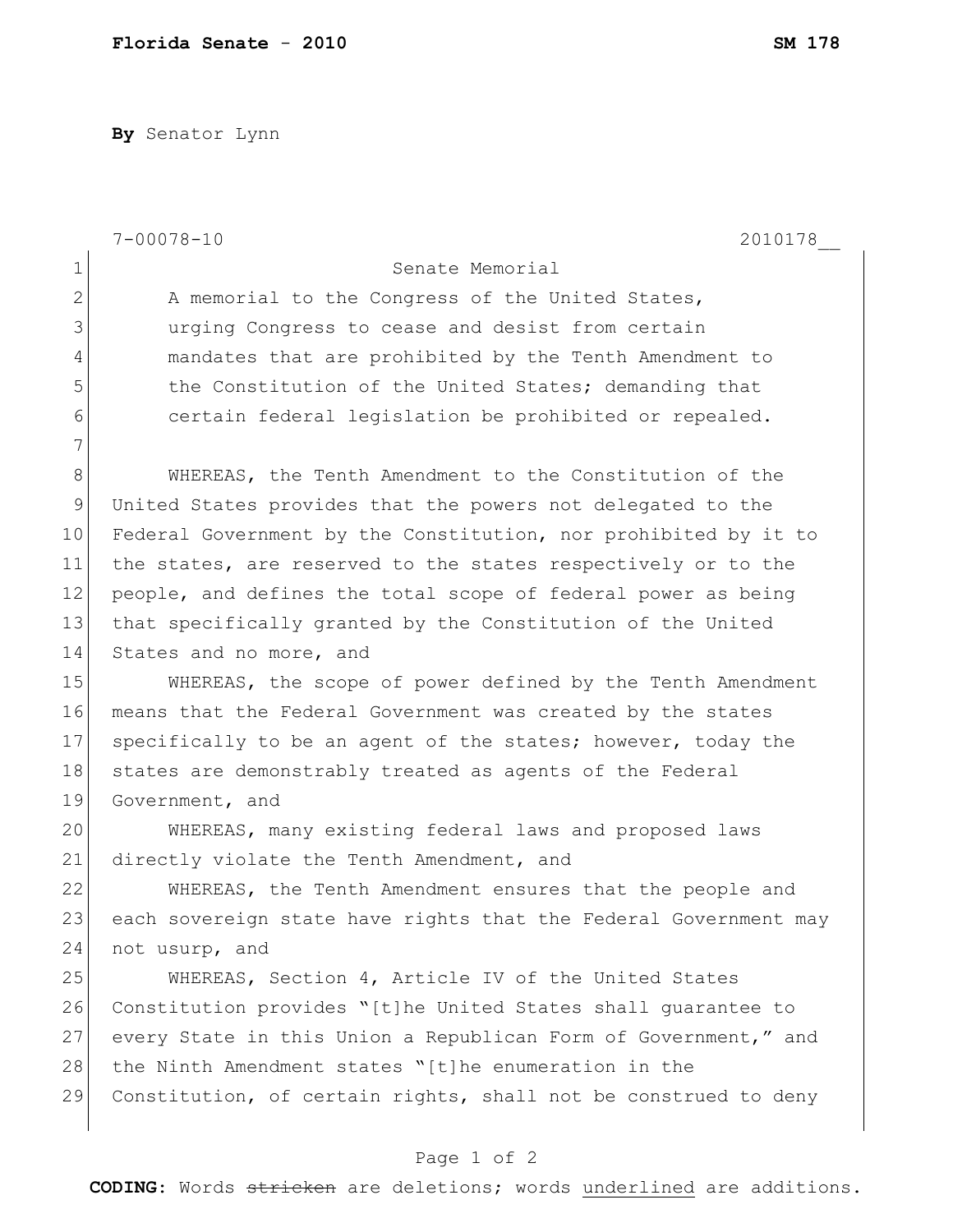**By** Senator Lynn

7-00078-10 2010178__

Senate Memorial

A memorial to the Congress of the United States, urging Congress to cease and desist from certain mandates that are prohibited by the Tenth Amendment to the Constitution of the United States; demanding that certain federal legislation be prohibited or repealed.

WHEREAS, the Tenth Amendment to the Constitution of the United States provides that the powers not delegated to the Federal Government by the Constitution, nor prohibited by it to the states, are reserved to the states respectively or to the people, and defines the total scope of federal power as being that specifically granted by the Constitution of the United States and no more, and

WHEREAS, the scope of power defined by the Tenth Amendment means that the Federal Government was created by the states specifically to be an agent of the states; however, today the states are demonstrably treated as agents of the Federal Government, and

WHEREAS, many existing federal laws and proposed laws directly violate the Tenth Amendment, and

WHEREAS, the Tenth Amendment ensures that the people and each sovereign state have rights that the Federal Government may not usurp, and

WHEREAS, Section 4, Article IV of the United States Constitution provides "[t]he United States shall guarantee to every State in this Union a Republican Form of Government," and the Ninth Amendment states "[t]he enumeration in the Constitution, of certain rights, shall not be construed to deny

**CODING:** Words ~~stricken~~ are deletions; words <u>underlined</u> are additions.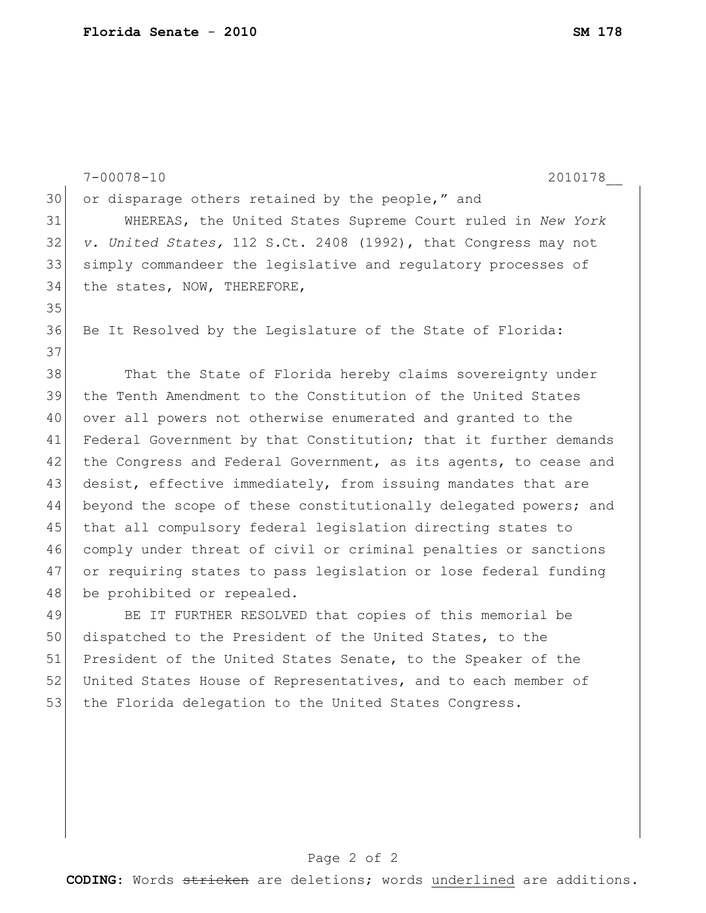or disparage others retained by the people," and

WHEREAS, the United States Supreme Court ruled in *New York v. United States*, 112 S.Ct. 2408 (1992), that Congress may not simply commandeer the legislative and regulatory processes of the states, NOW, THEREFORE,

Be It Resolved by the Legislature of the State of Florida:

That the State of Florida hereby claims sovereignty under the Tenth Amendment to the Constitution of the United States over all powers not otherwise enumerated and granted to the Federal Government by that Constitution; that it further demands the Congress and Federal Government, as its agents, to cease and desist, effective immediately, from issuing mandates that are beyond the scope of these constitutionally delegated powers; and that all compulsory federal legislation directing states to comply under threat of civil or criminal penalties or sanctions or requiring states to pass legislation or lose federal funding be prohibited or repealed.

BE IT FURTHER RESOLVED that copies of this memorial be dispatched to the President of the United States, to the President of the United States Senate, to the Speaker of the United States House of Representatives, and to each member of the Florida delegation to the United States Congress.